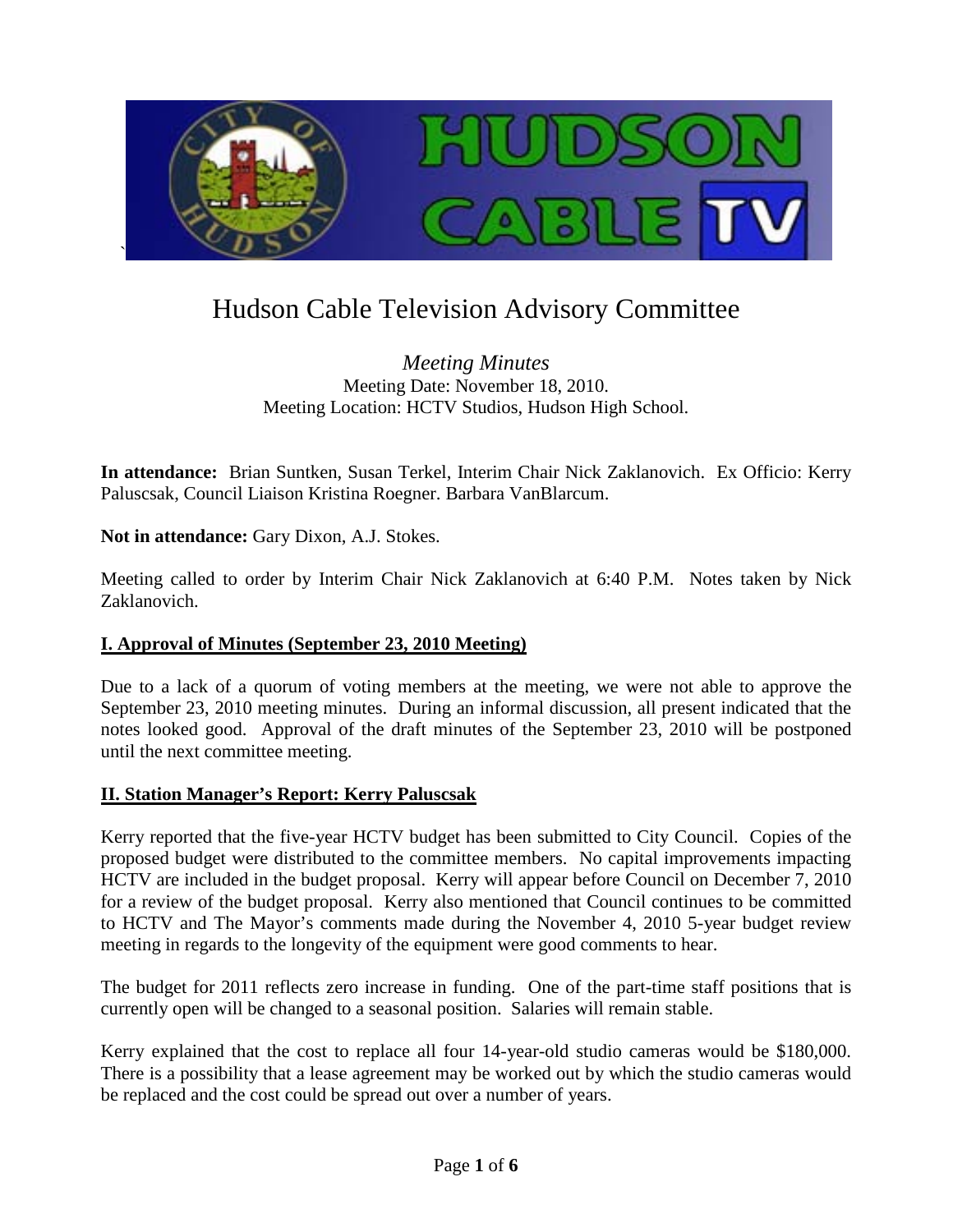# Hudson Cable Television Advisory Committee

*Meeting Minutes*
Meeting Date: November 18, 2010.
Meeting Location: HCTV Studios, Hudson High School.

**In attendance:** Brian Suntken, Susan Terkel, Interim Chair Nick Zaklanovich. Ex Officio: Kerry Paluscsak, Council Liaison Kristina Roegner. Barbara VanBlarcum.

**Not in attendance:** Gary Dixon, A.J. Stokes.

Meeting called to order by Interim Chair Nick Zaklanovich at 6:40 P.M. Notes taken by Nick Zaklanovich.

## I. Approval of Minutes (September 23, 2010 Meeting)

Due to a lack of a quorum of voting members at the meeting, we were not able to approve the September 23, 2010 meeting minutes. During an informal discussion, all present indicated that the notes looked good. Approval of the draft minutes of the September 23, 2010 will be postponed until the next committee meeting.

## II. Station Manager's Report: Kerry Paluscsak

Kerry reported that the five-year HCTV budget has been submitted to City Council. Copies of the proposed budget were distributed to the committee members. No capital improvements impacting HCTV are included in the budget proposal. Kerry will appear before Council on December 7, 2010 for a review of the budget proposal. Kerry also mentioned that Council continues to be committed to HCTV and The Mayor's comments made during the November 4, 2010 5-year budget review meeting in regards to the longevity of the equipment were good comments to hear.

The budget for 2011 reflects zero increase in funding. One of the part-time staff positions that is currently open will be changed to a seasonal position. Salaries will remain stable.

Kerry explained that the cost to replace all four 14-year-old studio cameras would be $180,000. There is a possibility that a lease agreement may be worked out by which the studio cameras would be replaced and the cost could be spread out over a number of years.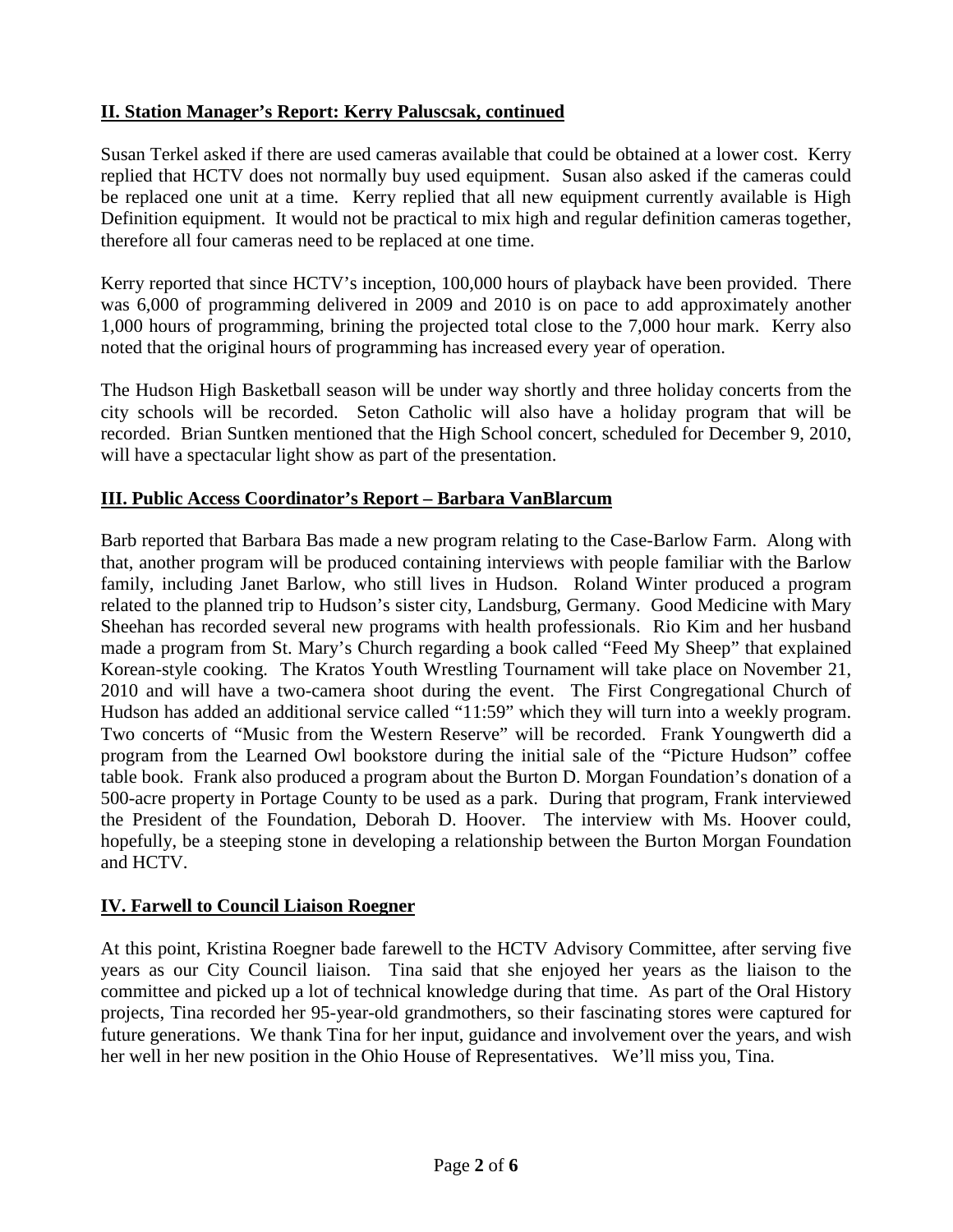## **II. Station Manager's Report: Kerry Paluscsak, continued**

Susan Terkel asked if there are used cameras available that could be obtained at a lower cost. Kerry replied that HCTV does not normally buy used equipment. Susan also asked if the cameras could be replaced one unit at a time. Kerry replied that all new equipment currently available is High Definition equipment. It would not be practical to mix high and regular definition cameras together, therefore all four cameras need to be replaced at one time.

Kerry reported that since HCTV's inception, 100,000 hours of playback have been provided. There was 6,000 of programming delivered in 2009 and 2010 is on pace to add approximately another 1,000 hours of programming, brining the projected total close to the 7,000 hour mark. Kerry also noted that the original hours of programming has increased every year of operation.

The Hudson High Basketball season will be under way shortly and three holiday concerts from the city schools will be recorded. Seton Catholic will also have a holiday program that will be recorded. Brian Suntken mentioned that the High School concert, scheduled for December 9, 2010, will have a spectacular light show as part of the presentation.

## **III. Public Access Coordinator's Report – Barbara VanBlarcum**

Barb reported that Barbara Bas made a new program relating to the Case-Barlow Farm. Along with that, another program will be produced containing interviews with people familiar with the Barlow family, including Janet Barlow, who still lives in Hudson. Roland Winter produced a program related to the planned trip to Hudson's sister city, Landsburg, Germany. Good Medicine with Mary Sheehan has recorded several new programs with health professionals. Rio Kim and her husband made a program from St. Mary's Church regarding a book called "Feed My Sheep" that explained Korean-style cooking. The Kratos Youth Wrestling Tournament will take place on November 21, 2010 and will have a two-camera shoot during the event. The First Congregational Church of Hudson has added an additional service called "11:59" which they will turn into a weekly program. Two concerts of "Music from the Western Reserve" will be recorded. Frank Youngwerth did a program from the Learned Owl bookstore during the initial sale of the "Picture Hudson" coffee table book. Frank also produced a program about the Burton D. Morgan Foundation's donation of a 500-acre property in Portage County to be used as a park. During that program, Frank interviewed the President of the Foundation, Deborah D. Hoover. The interview with Ms. Hoover could, hopefully, be a steeping stone in developing a relationship between the Burton Morgan Foundation and HCTV.

## **IV. Farwell to Council Liaison Roegner**

At this point, Kristina Roegner bade farewell to the HCTV Advisory Committee, after serving five years as our City Council liaison. Tina said that she enjoyed her years as the liaison to the committee and picked up a lot of technical knowledge during that time. As part of the Oral History projects, Tina recorded her 95-year-old grandmothers, so their fascinating stores were captured for future generations. We thank Tina for her input, guidance and involvement over the years, and wish her well in her new position in the Ohio House of Representatives. We'll miss you, Tina.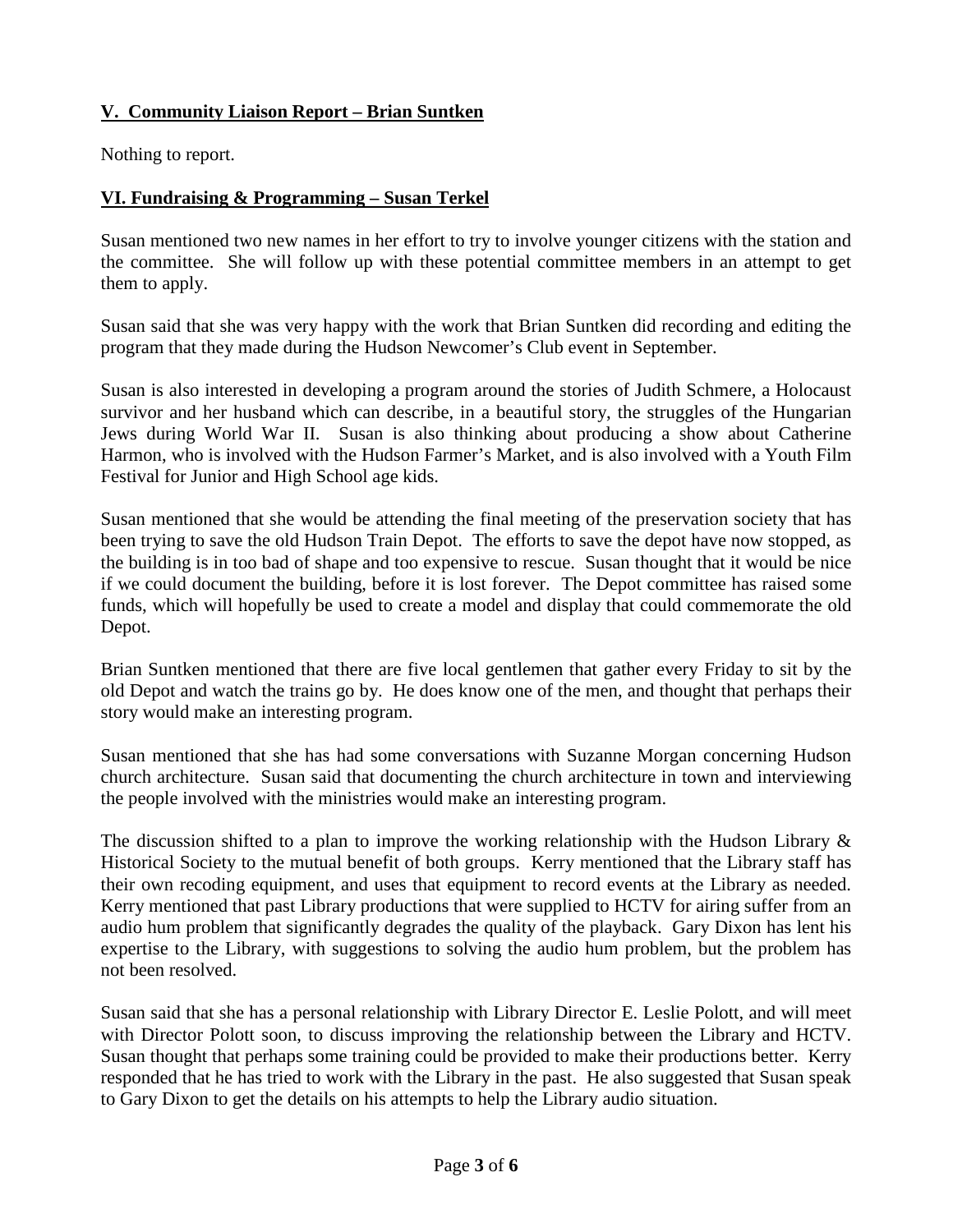## **V. Community Liaison Report – Brian Suntken**

Nothing to report.

## **VI. Fundraising & Programming – Susan Terkel**

Susan mentioned two new names in her effort to try to involve younger citizens with the station and the committee. She will follow up with these potential committee members in an attempt to get them to apply.

Susan said that she was very happy with the work that Brian Suntken did recording and editing the program that they made during the Hudson Newcomer's Club event in September.

Susan is also interested in developing a program around the stories of Judith Schmere, a Holocaust survivor and her husband which can describe, in a beautiful story, the struggles of the Hungarian Jews during World War II. Susan is also thinking about producing a show about Catherine Harmon, who is involved with the Hudson Farmer's Market, and is also involved with a Youth Film Festival for Junior and High School age kids.

Susan mentioned that she would be attending the final meeting of the preservation society that has been trying to save the old Hudson Train Depot. The efforts to save the depot have now stopped, as the building is in too bad of shape and too expensive to rescue. Susan thought that it would be nice if we could document the building, before it is lost forever. The Depot committee has raised some funds, which will hopefully be used to create a model and display that could commemorate the old Depot.

Brian Suntken mentioned that there are five local gentlemen that gather every Friday to sit by the old Depot and watch the trains go by. He does know one of the men, and thought that perhaps their story would make an interesting program.

Susan mentioned that she has had some conversations with Suzanne Morgan concerning Hudson church architecture. Susan said that documenting the church architecture in town and interviewing the people involved with the ministries would make an interesting program.

The discussion shifted to a plan to improve the working relationship with the Hudson Library & Historical Society to the mutual benefit of both groups. Kerry mentioned that the Library staff has their own recoding equipment, and uses that equipment to record events at the Library as needed. Kerry mentioned that past Library productions that were supplied to HCTV for airing suffer from an audio hum problem that significantly degrades the quality of the playback. Gary Dixon has lent his expertise to the Library, with suggestions to solving the audio hum problem, but the problem has not been resolved.

Susan said that she has a personal relationship with Library Director E. Leslie Polott, and will meet with Director Polott soon, to discuss improving the relationship between the Library and HCTV. Susan thought that perhaps some training could be provided to make their productions better. Kerry responded that he has tried to work with the Library in the past. He also suggested that Susan speak to Gary Dixon to get the details on his attempts to help the Library audio situation.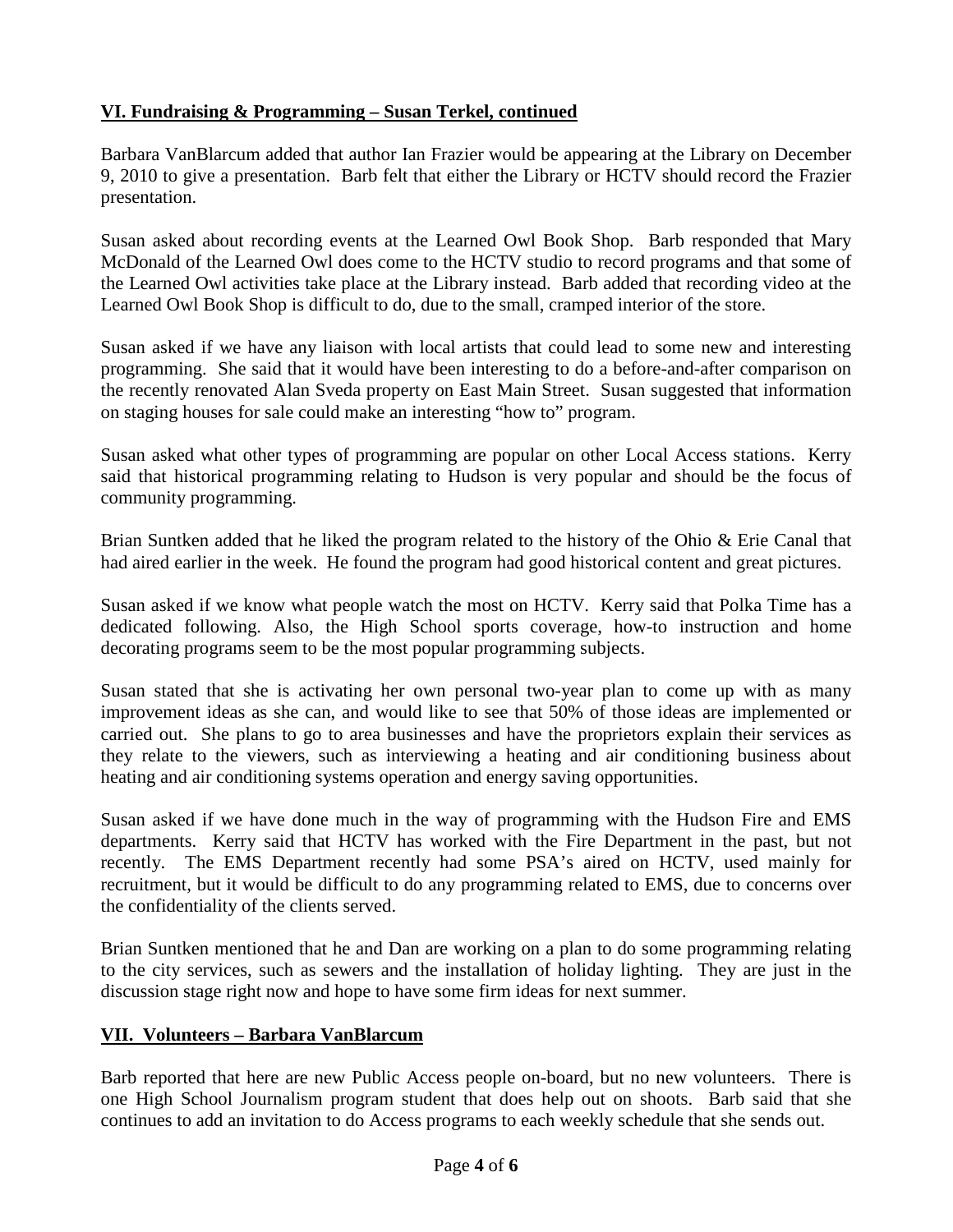## **VI. Fundraising & Programming – Susan Terkel, continued**

Barbara VanBlarcum added that author Ian Frazier would be appearing at the Library on December 9, 2010 to give a presentation. Barb felt that either the Library or HCTV should record the Frazier presentation.

Susan asked about recording events at the Learned Owl Book Shop. Barb responded that Mary McDonald of the Learned Owl does come to the HCTV studio to record programs and that some of the Learned Owl activities take place at the Library instead. Barb added that recording video at the Learned Owl Book Shop is difficult to do, due to the small, cramped interior of the store.

Susan asked if we have any liaison with local artists that could lead to some new and interesting programming. She said that it would have been interesting to do a before-and-after comparison on the recently renovated Alan Sveda property on East Main Street. Susan suggested that information on staging houses for sale could make an interesting "how to" program.

Susan asked what other types of programming are popular on other Local Access stations. Kerry said that historical programming relating to Hudson is very popular and should be the focus of community programming.

Brian Suntken added that he liked the program related to the history of the Ohio & Erie Canal that had aired earlier in the week. He found the program had good historical content and great pictures.

Susan asked if we know what people watch the most on HCTV. Kerry said that Polka Time has a dedicated following. Also, the High School sports coverage, how-to instruction and home decorating programs seem to be the most popular programming subjects.

Susan stated that she is activating her own personal two-year plan to come up with as many improvement ideas as she can, and would like to see that 50% of those ideas are implemented or carried out. She plans to go to area businesses and have the proprietors explain their services as they relate to the viewers, such as interviewing a heating and air conditioning business about heating and air conditioning systems operation and energy saving opportunities.

Susan asked if we have done much in the way of programming with the Hudson Fire and EMS departments. Kerry said that HCTV has worked with the Fire Department in the past, but not recently. The EMS Department recently had some PSA's aired on HCTV, used mainly for recruitment, but it would be difficult to do any programming related to EMS, due to concerns over the confidentiality of the clients served.

Brian Suntken mentioned that he and Dan are working on a plan to do some programming relating to the city services, such as sewers and the installation of holiday lighting. They are just in the discussion stage right now and hope to have some firm ideas for next summer.

## **VII. Volunteers – Barbara VanBlarcum**

Barb reported that here are new Public Access people on-board, but no new volunteers. There is one High School Journalism program student that does help out on shoots. Barb said that she continues to add an invitation to do Access programs to each weekly schedule that she sends out.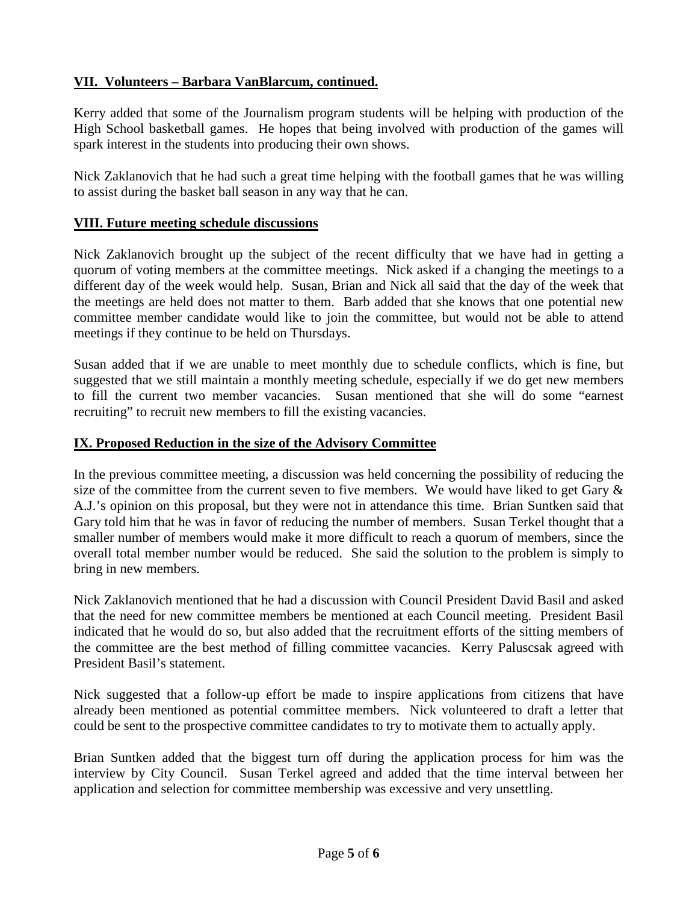## VII. Volunteers – Barbara VanBlarcum, continued.

Kerry added that some of the Journalism program students will be helping with production of the High School basketball games. He hopes that being involved with production of the games will spark interest in the students into producing their own shows.

Nick Zaklanovich that he had such a great time helping with the football games that he was willing to assist during the basket ball season in any way that he can.

## VIII. Future meeting schedule discussions

Nick Zaklanovich brought up the subject of the recent difficulty that we have had in getting a quorum of voting members at the committee meetings. Nick asked if a changing the meetings to a different day of the week would help. Susan, Brian and Nick all said that the day of the week that the meetings are held does not matter to them. Barb added that she knows that one potential new committee member candidate would like to join the committee, but would not be able to attend meetings if they continue to be held on Thursdays.

Susan added that if we are unable to meet monthly due to schedule conflicts, which is fine, but suggested that we still maintain a monthly meeting schedule, especially if we do get new members to fill the current two member vacancies. Susan mentioned that she will do some "earnest recruiting" to recruit new members to fill the existing vacancies.

## IX. Proposed Reduction in the size of the Advisory Committee

In the previous committee meeting, a discussion was held concerning the possibility of reducing the size of the committee from the current seven to five members. We would have liked to get Gary & A.J.'s opinion on this proposal, but they were not in attendance this time. Brian Suntken said that Gary told him that he was in favor of reducing the number of members. Susan Terkel thought that a smaller number of members would make it more difficult to reach a quorum of members, since the overall total member number would be reduced. She said the solution to the problem is simply to bring in new members.

Nick Zaklanovich mentioned that he had a discussion with Council President David Basil and asked that the need for new committee members be mentioned at each Council meeting. President Basil indicated that he would do so, but also added that the recruitment efforts of the sitting members of the committee are the best method of filling committee vacancies. Kerry Paluscsak agreed with President Basil's statement.

Nick suggested that a follow-up effort be made to inspire applications from citizens that have already been mentioned as potential committee members. Nick volunteered to draft a letter that could be sent to the prospective committee candidates to try to motivate them to actually apply.

Brian Suntken added that the biggest turn off during the application process for him was the interview by City Council. Susan Terkel agreed and added that the time interval between her application and selection for committee membership was excessive and very unsettling.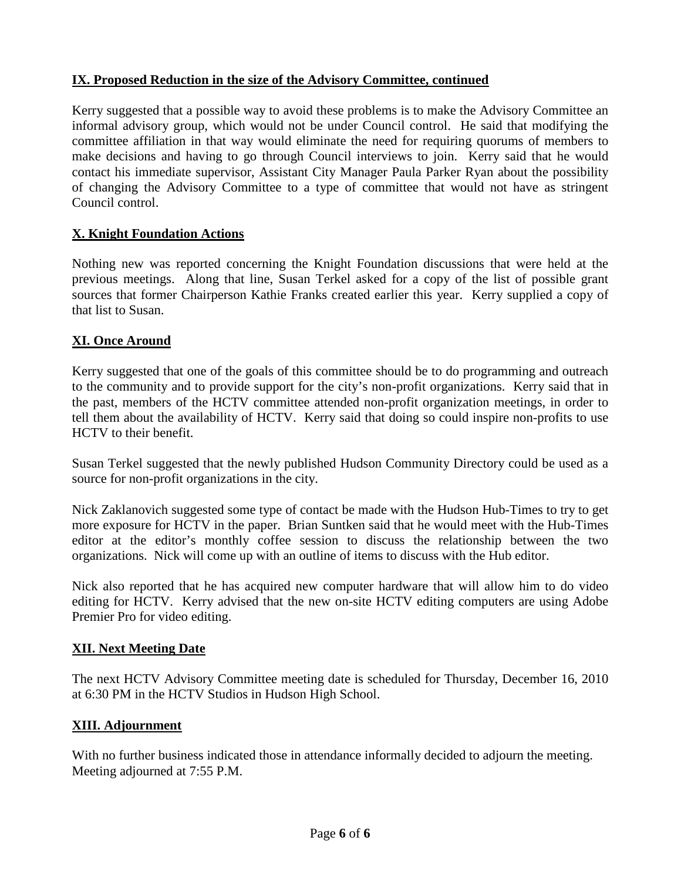## IX. Proposed Reduction in the size of the Advisory Committee, continued

Kerry suggested that a possible way to avoid these problems is to make the Advisory Committee an informal advisory group, which would not be under Council control. He said that modifying the committee affiliation in that way would eliminate the need for requiring quorums of members to make decisions and having to go through Council interviews to join. Kerry said that he would contact his immediate supervisor, Assistant City Manager Paula Parker Ryan about the possibility of changing the Advisory Committee to a type of committee that would not have as stringent Council control.

## X. Knight Foundation Actions

Nothing new was reported concerning the Knight Foundation discussions that were held at the previous meetings. Along that line, Susan Terkel asked for a copy of the list of possible grant sources that former Chairperson Kathie Franks created earlier this year. Kerry supplied a copy of that list to Susan.

## XI. Once Around

Kerry suggested that one of the goals of this committee should be to do programming and outreach to the community and to provide support for the city's non-profit organizations. Kerry said that in the past, members of the HCTV committee attended non-profit organization meetings, in order to tell them about the availability of HCTV. Kerry said that doing so could inspire non-profits to use HCTV to their benefit.

Susan Terkel suggested that the newly published Hudson Community Directory could be used as a source for non-profit organizations in the city.

Nick Zaklanovich suggested some type of contact be made with the Hudson Hub-Times to try to get more exposure for HCTV in the paper. Brian Suntken said that he would meet with the Hub-Times editor at the editor's monthly coffee session to discuss the relationship between the two organizations. Nick will come up with an outline of items to discuss with the Hub editor.

Nick also reported that he has acquired new computer hardware that will allow him to do video editing for HCTV. Kerry advised that the new on-site HCTV editing computers are using Adobe Premier Pro for video editing.

## XII. Next Meeting Date

The next HCTV Advisory Committee meeting date is scheduled for Thursday, December 16, 2010 at 6:30 PM in the HCTV Studios in Hudson High School.

## XIII. Adjournment

With no further business indicated those in attendance informally decided to adjourn the meeting. Meeting adjourned at 7:55 P.M.